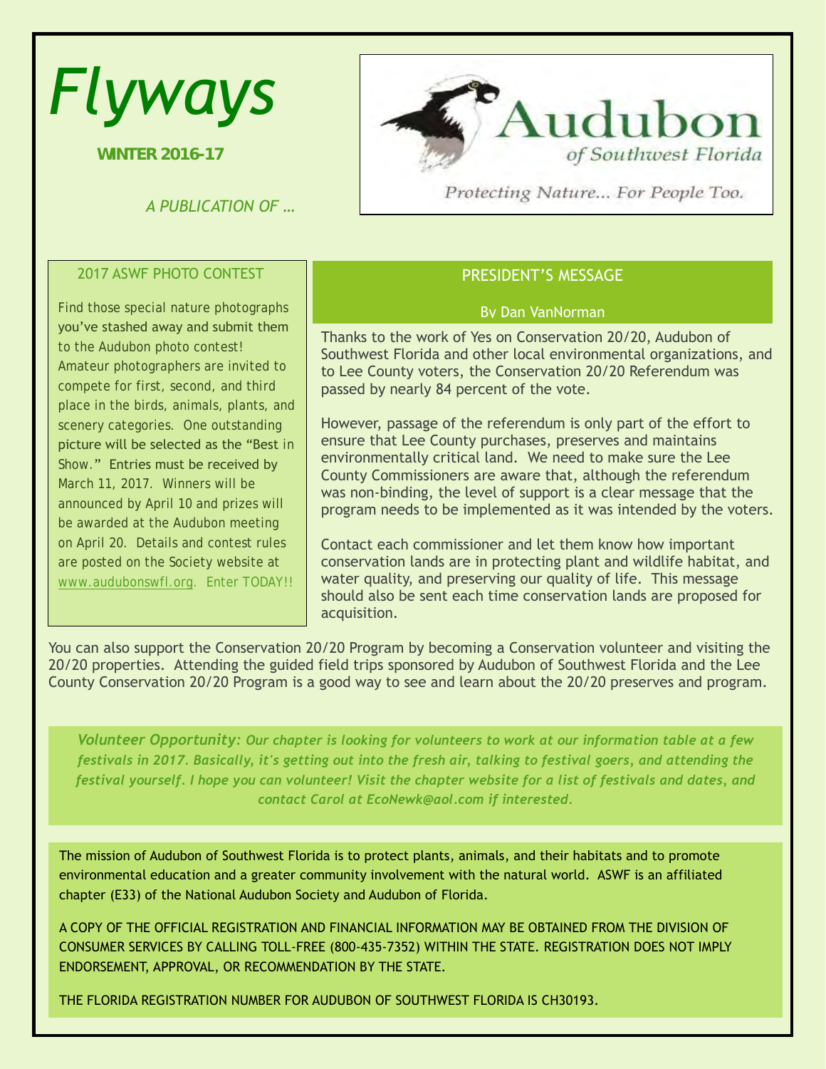# Flyways

**WINTER 2016-17**

*A PUBLICATION OF …*

Audubon of Southwest Florida

Protecting Nature... For People Too.

## 2017 ASWF PHOTO CONTEST

Find those special nature photographs you've stashed away and submit them to the Audubon photo contest! Amateur photographers are invited to compete for first, second, and third place in the birds, animals, plants, and scenery categories. One outstanding picture will be selected as the "Best in Show." Entries must be received by March 11, 2017. Winners will be announced by April 10 and prizes will be awarded at the Audubon meeting on April 20. Details and contest rules are posted on the Society website at www.audubonswfl.org. Enter TODAY!!

## PRESIDENT'S MESSAGE

By Dan VanNorman

Thanks to the work of Yes on Conservation 20/20, Audubon of Southwest Florida and other local environmental organizations, and to Lee County voters, the Conservation 20/20 Referendum was passed by nearly 84 percent of the vote.

However, passage of the referendum is only part of the effort to ensure that Lee County purchases, preserves and maintains environmentally critical land. We need to make sure the Lee County Commissioners are aware that, although the referendum was non-binding, the level of support is a clear message that the program needs to be implemented as it was intended by the voters.

Contact each commissioner and let them know how important conservation lands are in protecting plant and wildlife habitat, and water quality, and preserving our quality of life. This message should also be sent each time conservation lands are proposed for acquisition.

You can also support the Conservation 20/20 Program by becoming a Conservation volunteer and visiting the 20/20 properties. Attending the guided field trips sponsored by Audubon of Southwest Florida and the Lee County Conservation 20/20 Program is a good way to see and learn about the 20/20 preserves and program.

***Volunteer Opportunity**: Our chapter is looking for volunteers to work at our information table at a few festivals in 2017. Basically, it's getting out into the fresh air, talking to festival goers, and attending the festival yourself. I hope you can volunteer! Visit the chapter website for a list of festivals and dates, and contact Carol at EcoNewk@aol.com if interested.*

The mission of Audubon of Southwest Florida is to protect plants, animals, and their habitats and to promote environmental education and a greater community involvement with the natural world. ASWF is an affiliated chapter (E33) of the National Audubon Society and Audubon of Florida.

A COPY OF THE OFFICIAL REGISTRATION AND FINANCIAL INFORMATION MAY BE OBTAINED FROM THE DIVISION OF CONSUMER SERVICES BY CALLING TOLL-FREE (800-435-7352) WITHIN THE STATE. REGISTRATION DOES NOT IMPLY ENDORSEMENT, APPROVAL, OR RECOMMENDATION BY THE STATE.

THE FLORIDA REGISTRATION NUMBER FOR AUDUBON OF SOUTHWEST FLORIDA IS CH30193.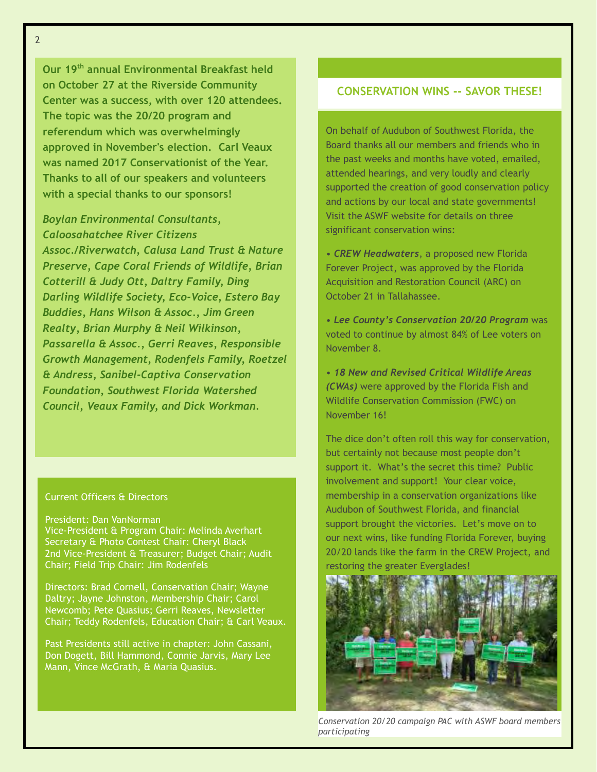**Our 19th annual Environmental Breakfast held on October 27 at the Riverside Community Center was a success, with over 120 attendees. The topic was the 20/20 program and referendum which was overwhelmingly approved in November's election. Carl Veaux was named 2017 Conservationist of the Year. Thanks to all of our speakers and volunteers with a special thanks to our sponsors!**

***Boylan Environmental Consultants, Caloosahatchee River Citizens Assoc./Riverwatch, Calusa Land Trust & Nature Preserve, Cape Coral Friends of Wildlife, Brian Cotterill & Judy Ott, Daltry Family, Ding Darling Wildlife Society, Eco-Voice, Estero Bay Buddies, Hans Wilson & Assoc., Jim Green Realty, Brian Murphy & Neil Wilkinson, Passarella & Assoc., Gerri Reaves, Responsible Growth Management, Rodenfels Family, Roetzel & Andress, Sanibel-Captiva Conservation Foundation, Southwest Florida Watershed Council, Veaux Family, and Dick Workman.***

Current Officers & Directors

President: Dan VanNorman
Vice-President & Program Chair: Melinda Averhart
Secretary & Photo Contest Chair: Cheryl Black
2nd Vice-President & Treasurer; Budget Chair; Audit Chair; Field Trip Chair: Jim Rodenfels

Directors: Brad Cornell, Conservation Chair; Wayne Daltry; Jayne Johnston, Membership Chair; Carol Newcomb; Pete Quasius; Gerri Reaves, Newsletter Chair; Teddy Rodenfels, Education Chair; & Carl Veaux.

Past Presidents still active in chapter: John Cassani, Don Dogett, Bill Hammond, Connie Jarvis, Mary Lee Mann, Vince McGrath, & Maria Quasius.

## CONSERVATION WINS -- SAVOR THESE!

On behalf of Audubon of Southwest Florida, the Board thanks all our members and friends who in the past weeks and months have voted, emailed, attended hearings, and very loudly and clearly supported the creation of good conservation policy and actions by our local and state governments! Visit the ASWF website for details on three significant conservation wins:

• ***CREW Headwaters***, a proposed new Florida Forever Project, was approved by the Florida Acquisition and Restoration Council (ARC) on October 21 in Tallahassee.

• ***Lee County's Conservation 20/20 Program*** was voted to continue by almost 84% of Lee voters on November 8.

• ***18 New and Revised Critical Wildlife Areas (CWAs)*** were approved by the Florida Fish and Wildlife Conservation Commission (FWC) on November 16!

The dice don't often roll this way for conservation, but certainly not because most people don't support it. What's the secret this time? Public involvement and support! Your clear voice, membership in a conservation organizations like Audubon of Southwest Florida, and financial support brought the victories. Let's move on to our next wins, like funding Florida Forever, buying 20/20 lands like the farm in the CREW Project, and restoring the greater Everglades!

*Conservation 20/20 campaign PAC with ASWF board members participating*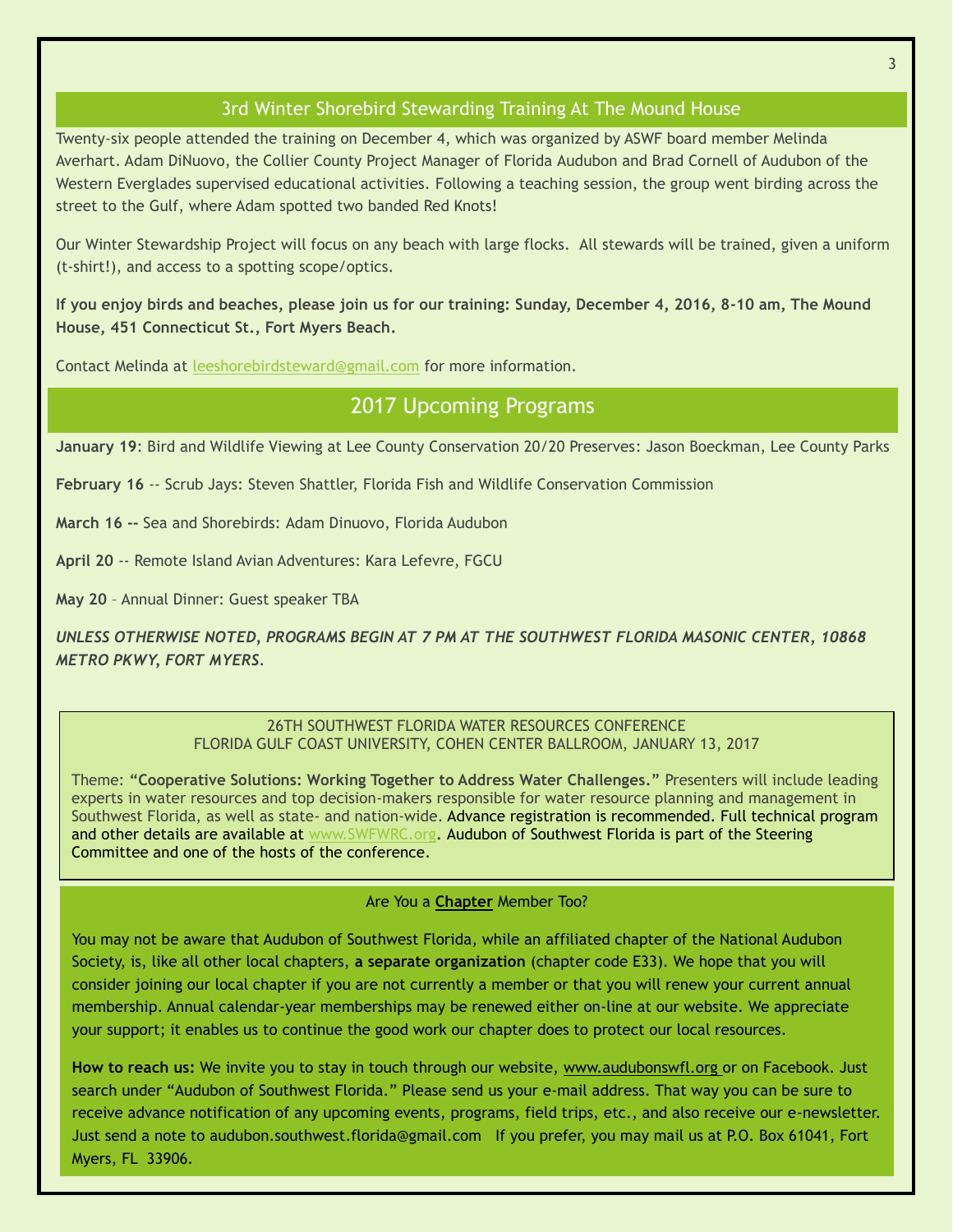## 3rd Winter Shorebird Stewarding Training At The Mound House

Twenty-six people attended the training on December 4, which was organized by ASWF board member Melinda Averhart. Adam DiNuovo, the Collier County Project Manager of Florida Audubon and Brad Cornell of Audubon of the Western Everglades supervised educational activities. Following a teaching session, the group went birding across the street to the Gulf, where Adam spotted two banded Red Knots!

Our Winter Stewardship Project will focus on any beach with large flocks. All stewards will be trained, given a uniform (t-shirt!), and access to a spotting scope/optics.

**If you enjoy birds and beaches, please join us for our training: Sunday, December 4, 2016, 8-10 am, The Mound House, 451 Connecticut St., Fort Myers Beach.**

Contact Melinda at leeshorebirdsteward@gmail.com for more information.

## 2017 Upcoming Programs

**January 19**: Bird and Wildlife Viewing at Lee County Conservation 20/20 Preserves: Jason Boeckman, Lee County Parks

**February 16** -- Scrub Jays: Steven Shattler, Florida Fish and Wildlife Conservation Commission

**March 16 --** Sea and Shorebirds: Adam Dinuovo, Florida Audubon

**April 20** -- Remote Island Avian Adventures: Kara Lefevre, FGCU

**May 20** – Annual Dinner: Guest speaker TBA

***UNLESS OTHERWISE NOTED, PROGRAMS BEGIN AT 7 PM AT THE SOUTHWEST FLORIDA MASONIC CENTER, 10868 METRO PKWY, FORT MYERS.***

26TH SOUTHWEST FLORIDA WATER RESOURCES CONFERENCE
FLORIDA GULF COAST UNIVERSITY, COHEN CENTER BALLROOM, JANUARY 13, 2017

Theme: **"Cooperative Solutions: Working Together to Address Water Challenges."** Presenters will include leading experts in water resources and top decision-makers responsible for water resource planning and management in Southwest Florida, as well as state- and nation-wide. Advance registration is recommended. Full technical program and other details are available at www.SWFWRC.org. Audubon of Southwest Florida is part of the Steering Committee and one of the hosts of the conference.

### Are You a Chapter Member Too?

You may not be aware that Audubon of Southwest Florida, while an affiliated chapter of the National Audubon Society, is, like all other local chapters, **a separate organization** (chapter code E33). We hope that you will consider joining our local chapter if you are not currently a member or that you will renew your current annual membership. Annual calendar-year memberships may be renewed either on-line at our website. We appreciate your support; it enables us to continue the good work our chapter does to protect our local resources.

**How to reach us:** We invite you to stay in touch through our website, www.audubonswfl.org or on Facebook. Just search under "Audubon of Southwest Florida." Please send us your e-mail address. That way you can be sure to receive advance notification of any upcoming events, programs, field trips, etc., and also receive our e-newsletter. Just send a note to audubon.southwest.florida@gmail.com If you prefer, you may mail us at P.O. Box 61041, Fort Myers, FL 33906.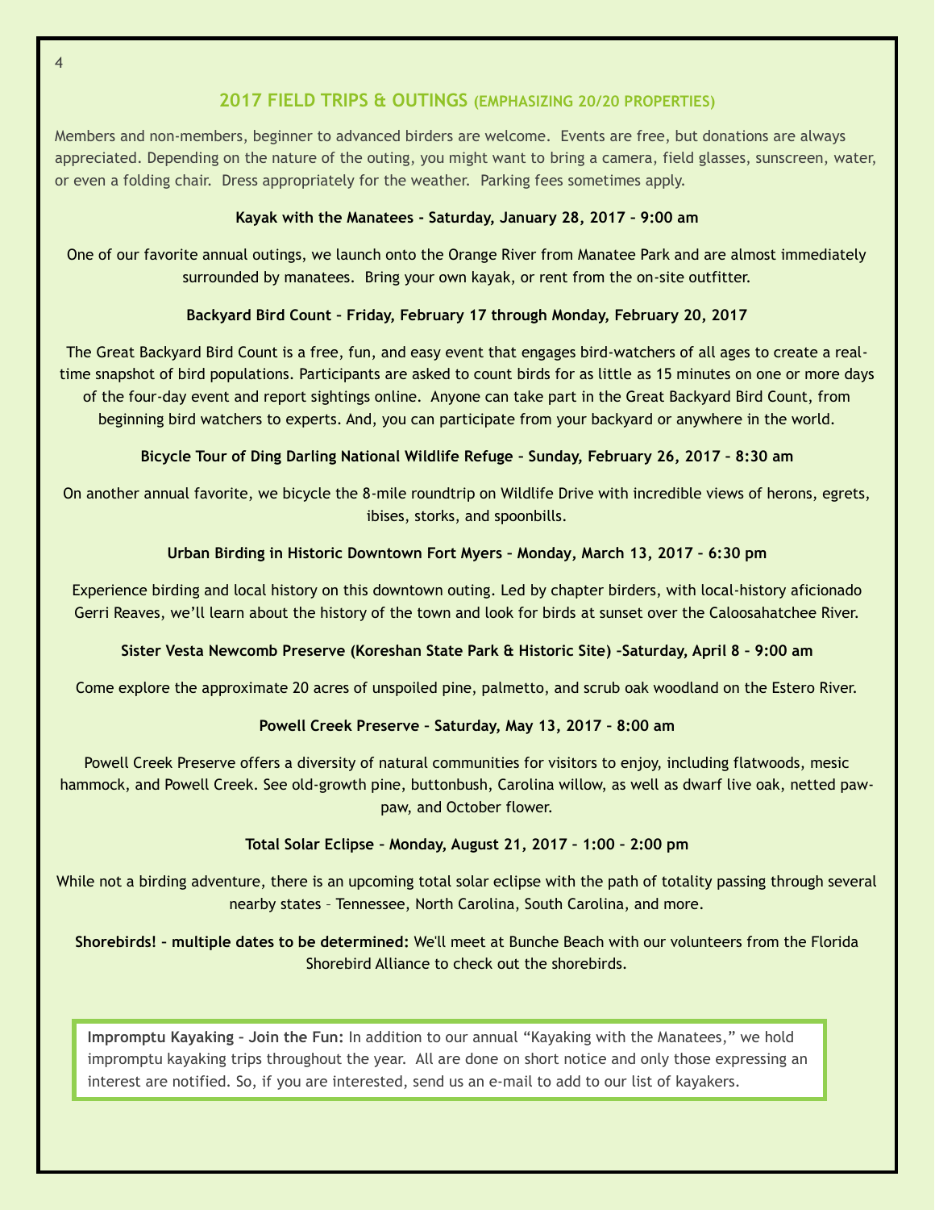## 2017 FIELD TRIPS & OUTINGS (EMPHASIZING 20/20 PROPERTIES)

Members and non-members, beginner to advanced birders are welcome. Events are free, but donations are always appreciated. Depending on the nature of the outing, you might want to bring a camera, field glasses, sunscreen, water, or even a folding chair. Dress appropriately for the weather. Parking fees sometimes apply.

**Kayak with the Manatees - Saturday, January 28, 2017 – 9:00 am**

One of our favorite annual outings, we launch onto the Orange River from Manatee Park and are almost immediately surrounded by manatees. Bring your own kayak, or rent from the on-site outfitter.

**Backyard Bird Count – Friday, February 17 through Monday, February 20, 2017**

The Great Backyard Bird Count is a free, fun, and easy event that engages bird-watchers of all ages to create a real-time snapshot of bird populations. Participants are asked to count birds for as little as 15 minutes on one or more days of the four-day event and report sightings online. Anyone can take part in the Great Backyard Bird Count, from beginning bird watchers to experts. And, you can participate from your backyard or anywhere in the world.

**Bicycle Tour of Ding Darling National Wildlife Refuge – Sunday, February 26, 2017 – 8:30 am**

On another annual favorite, we bicycle the 8-mile roundtrip on Wildlife Drive with incredible views of herons, egrets, ibises, storks, and spoonbills.

**Urban Birding in Historic Downtown Fort Myers – Monday, March 13, 2017 – 6:30 pm**

Experience birding and local history on this downtown outing. Led by chapter birders, with local-history aficionado Gerri Reaves, we'll learn about the history of the town and look for birds at sunset over the Caloosahatchee River.

**Sister Vesta Newcomb Preserve (Koreshan State Park & Historic Site) –Saturday, April 8 – 9:00 am**

Come explore the approximate 20 acres of unspoiled pine, palmetto, and scrub oak woodland on the Estero River.

**Powell Creek Preserve – Saturday, May 13, 2017 – 8:00 am**

Powell Creek Preserve offers a diversity of natural communities for visitors to enjoy, including flatwoods, mesic hammock, and Powell Creek. See old-growth pine, buttonbush, Carolina willow, as well as dwarf live oak, netted paw-paw, and October flower.

**Total Solar Eclipse – Monday, August 21, 2017 – 1:00 – 2:00 pm**

While not a birding adventure, there is an upcoming total solar eclipse with the path of totality passing through several nearby states – Tennessee, North Carolina, South Carolina, and more.

**Shorebirds! – multiple dates to be determined:** We'll meet at Bunche Beach with our volunteers from the Florida Shorebird Alliance to check out the shorebirds.

**Impromptu Kayaking – Join the Fun:** In addition to our annual "Kayaking with the Manatees," we hold impromptu kayaking trips throughout the year. All are done on short notice and only those expressing an interest are notified. So, if you are interested, send us an e-mail to add to our list of kayakers.